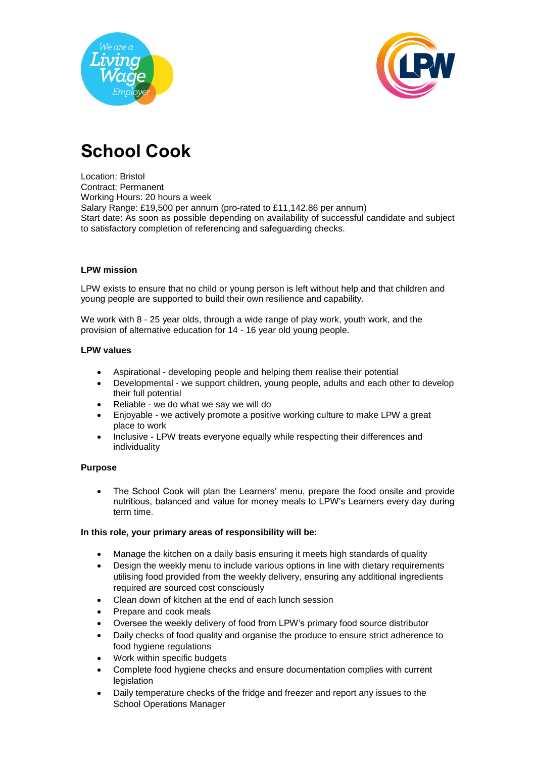# School Cook

Location: Bristol
Contract: Permanent
Working Hours: 20 hours a week
Salary Range: £19,500 per annum (pro-rated to £11,142.86 per annum)
Start date: As soon as possible depending on availability of successful candidate and subject to satisfactory completion of referencing and safeguarding checks.

**LPW mission**

LPW exists to ensure that no child or young person is left without help and that children and young people are supported to build their own resilience and capability.

We work with 8 - 25 year olds, through a wide range of play work, youth work, and the provision of alternative education for 14 - 16 year old young people.

**LPW values**

- Aspirational - developing people and helping them realise their potential
- Developmental - we support children, young people, adults and each other to develop their full potential
- Reliable - we do what we say we will do
- Enjoyable - we actively promote a positive working culture to make LPW a great place to work
- Inclusive - LPW treats everyone equally while respecting their differences and individuality

**Purpose**

- The School Cook will plan the Learners' menu, prepare the food onsite and provide nutritious, balanced and value for money meals to LPW's Learners every day during term time.

**In this role, your primary areas of responsibility will be:**

- Manage the kitchen on a daily basis ensuring it meets high standards of quality
- Design the weekly menu to include various options in line with dietary requirements utilising food provided from the weekly delivery, ensuring any additional ingredients required are sourced cost consciously
- Clean down of kitchen at the end of each lunch session
- Prepare and cook meals
- Oversee the weekly delivery of food from LPW's primary food source distributor
- Daily checks of food quality and organise the produce to ensure strict adherence to food hygiene regulations
- Work within specific budgets
- Complete food hygiene checks and ensure documentation complies with current legislation
- Daily temperature checks of the fridge and freezer and report any issues to the School Operations Manager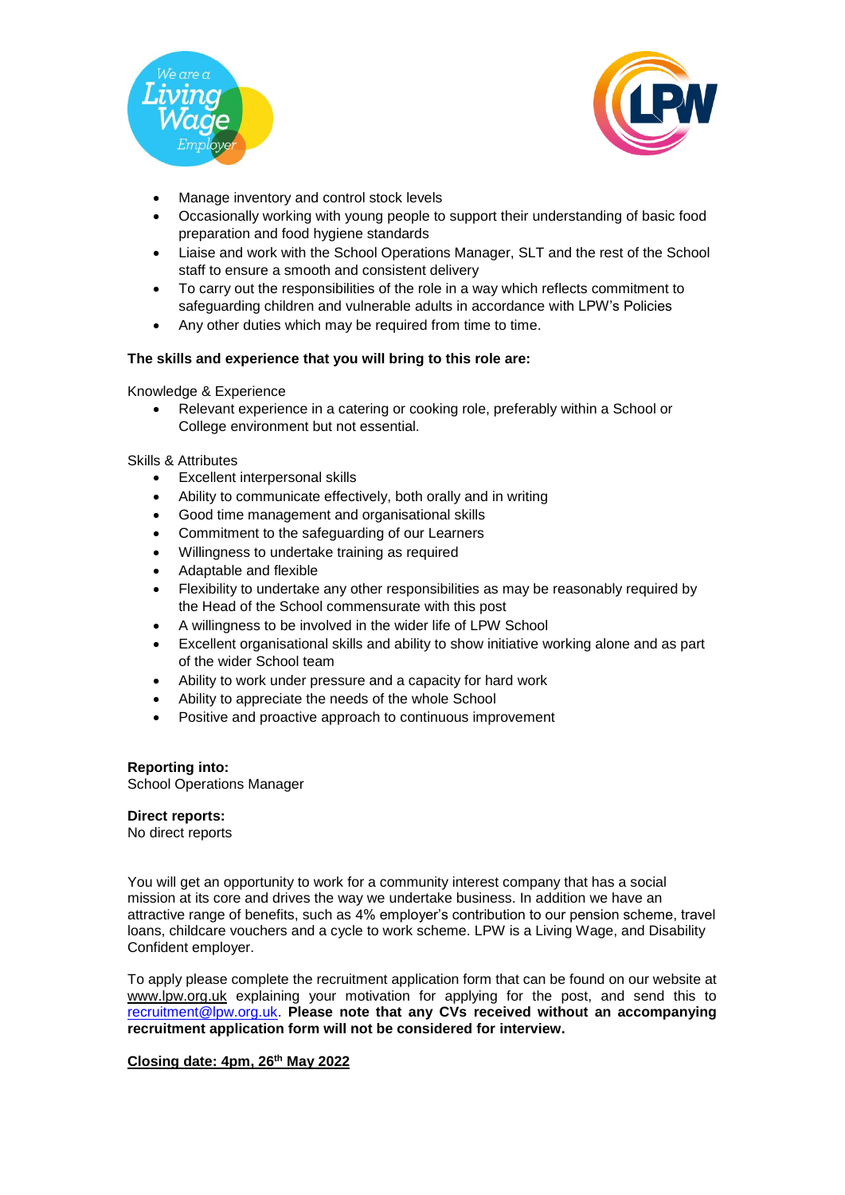- Manage inventory and control stock levels
- Occasionally working with young people to support their understanding of basic food preparation and food hygiene standards
- Liaise and work with the School Operations Manager, SLT and the rest of the School staff to ensure a smooth and consistent delivery
- To carry out the responsibilities of the role in a way which reflects commitment to safeguarding children and vulnerable adults in accordance with LPW's Policies
- Any other duties which may be required from time to time.

**The skills and experience that you will bring to this role are:**

Knowledge & Experience

- Relevant experience in a catering or cooking role, preferably within a School or College environment but not essential.

Skills & Attributes

- Excellent interpersonal skills
- Ability to communicate effectively, both orally and in writing
- Good time management and organisational skills
- Commitment to the safeguarding of our Learners
- Willingness to undertake training as required
- Adaptable and flexible
- Flexibility to undertake any other responsibilities as may be reasonably required by the Head of the School commensurate with this post
- A willingness to be involved in the wider life of LPW School
- Excellent organisational skills and ability to show initiative working alone and as part of the wider School team
- Ability to work under pressure and a capacity for hard work
- Ability to appreciate the needs of the whole School
- Positive and proactive approach to continuous improvement

**Reporting into:**
School Operations Manager

**Direct reports:**
No direct reports

You will get an opportunity to work for a community interest company that has a social mission at its core and drives the way we undertake business. In addition we have an attractive range of benefits, such as 4% employer's contribution to our pension scheme, travel loans, childcare vouchers and a cycle to work scheme. LPW is a Living Wage, and Disability Confident employer.

To apply please complete the recruitment application form that can be found on our website at www.lpw.org.uk explaining your motivation for applying for the post, and send this to recruitment@lpw.org.uk. **Please note that any CVs received without an accompanying recruitment application form will not be considered for interview.**

**Closing date: 4pm, 26th May 2022**